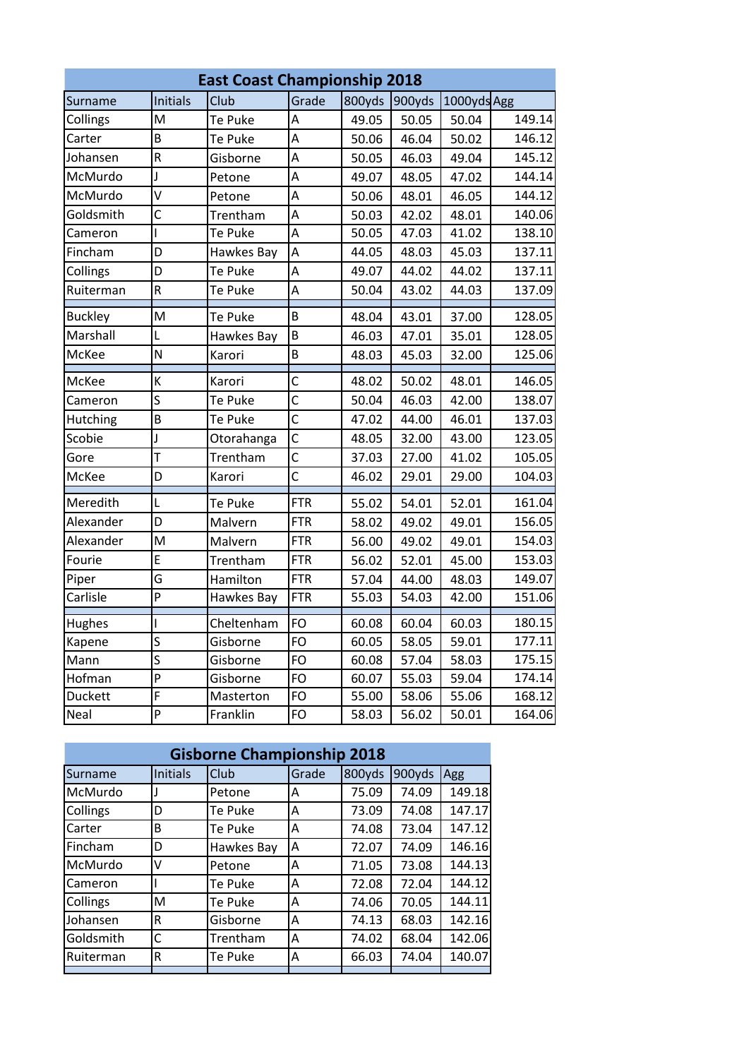## East Coast Championship 2018

| Surname | Initials | Club | Grade | 800yds | 900yds | 1000yds | Agg |
|---|---|---|---|---|---|---|---|
| Collings | M | Te Puke | A | 49.05 | 50.05 | 50.04 | 149.14 |
| Carter | B | Te Puke | A | 50.06 | 46.04 | 50.02 | 146.12 |
| Johansen | R | Gisborne | A | 50.05 | 46.03 | 49.04 | 145.12 |
| McMurdo | J | Petone | A | 49.07 | 48.05 | 47.02 | 144.14 |
| McMurdo | V | Petone | A | 50.06 | 48.01 | 46.05 | 144.12 |
| Goldsmith | C | Trentham | A | 50.03 | 42.02 | 48.01 | 140.06 |
| Cameron | I | Te Puke | A | 50.05 | 47.03 | 41.02 | 138.10 |
| Fincham | D | Hawkes Bay | A | 44.05 | 48.03 | 45.03 | 137.11 |
| Collings | D | Te Puke | A | 49.07 | 44.02 | 44.02 | 137.11 |
| Ruiterman | R | Te Puke | A | 50.04 | 43.02 | 44.03 | 137.09 |
| | | | | | | | |
| Buckley | M | Te Puke | B | 48.04 | 43.01 | 37.00 | 128.05 |
| Marshall | L | Hawkes Bay | B | 46.03 | 47.01 | 35.01 | 128.05 |
| McKee | N | Karori | B | 48.03 | 45.03 | 32.00 | 125.06 |
| | | | | | | | |
| McKee | K | Karori | C | 48.02 | 50.02 | 48.01 | 146.05 |
| Cameron | S | Te Puke | C | 50.04 | 46.03 | 42.00 | 138.07 |
| Hutching | B | Te Puke | C | 47.02 | 44.00 | 46.01 | 137.03 |
| Scobie | J | Otorahanga | C | 48.05 | 32.00 | 43.00 | 123.05 |
| Gore | T | Trentham | C | 37.03 | 27.00 | 41.02 | 105.05 |
| McKee | D | Karori | C | 46.02 | 29.01 | 29.00 | 104.03 |
| | | | | | | | |
| Meredith | L | Te Puke | FTR | 55.02 | 54.01 | 52.01 | 161.04 |
| Alexander | D | Malvern | FTR | 58.02 | 49.02 | 49.01 | 156.05 |
| Alexander | M | Malvern | FTR | 56.00 | 49.02 | 49.01 | 154.03 |
| Fourie | E | Trentham | FTR | 56.02 | 52.01 | 45.00 | 153.03 |
| Piper | G | Hamilton | FTR | 57.04 | 44.00 | 48.03 | 149.07 |
| Carlisle | P | Hawkes Bay | FTR | 55.03 | 54.03 | 42.00 | 151.06 |
| | | | | | | | |
| Hughes | I | Cheltenham | FO | 60.08 | 60.04 | 60.03 | 180.15 |
| Kapene | S | Gisborne | FO | 60.05 | 58.05 | 59.01 | 177.11 |
| Mann | S | Gisborne | FO | 60.08 | 57.04 | 58.03 | 175.15 |
| Hofman | P | Gisborne | FO | 60.07 | 55.03 | 59.04 | 174.14 |
| Duckett | F | Masterton | FO | 55.00 | 58.06 | 55.06 | 168.12 |
| Neal | P | Franklin | FO | 58.03 | 56.02 | 50.01 | 164.06 |

## Gisborne Championship 2018

| Surname | Initials | Club | Grade | 800yds | 900yds | Agg |
|---|---|---|---|---|---|---|
| McMurdo | J | Petone | A | 75.09 | 74.09 | 149.18 |
| Collings | D | Te Puke | A | 73.09 | 74.08 | 147.17 |
| Carter | B | Te Puke | A | 74.08 | 73.04 | 147.12 |
| Fincham | D | Hawkes Bay | A | 72.07 | 74.09 | 146.16 |
| McMurdo | V | Petone | A | 71.05 | 73.08 | 144.13 |
| Cameron | I | Te Puke | A | 72.08 | 72.04 | 144.12 |
| Collings | M | Te Puke | A | 74.06 | 70.05 | 144.11 |
| Johansen | R | Gisborne | A | 74.13 | 68.03 | 142.16 |
| Goldsmith | C | Trentham | A | 74.02 | 68.04 | 142.06 |
| Ruiterman | R | Te Puke | A | 66.03 | 74.04 | 140.07 |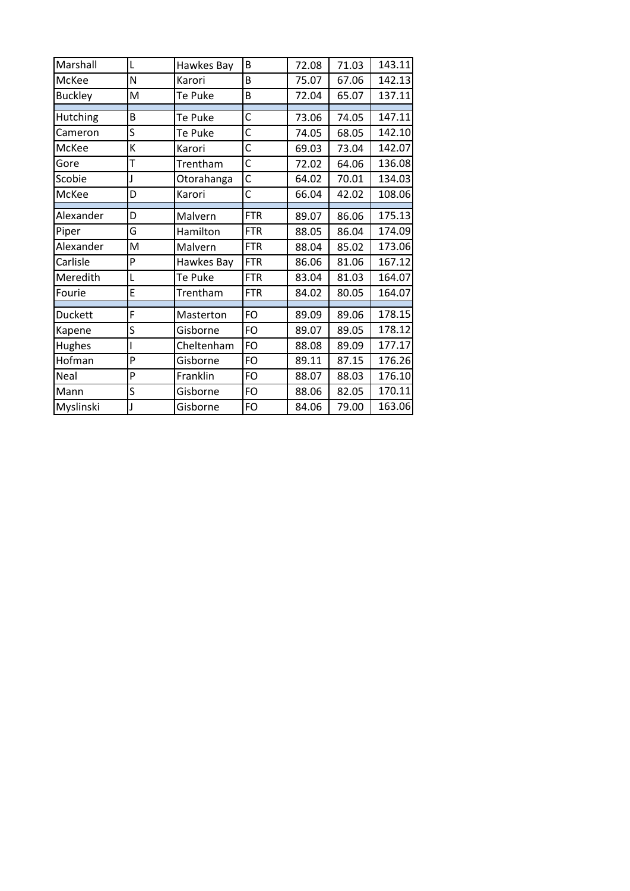| | | | | | | |
|---|---|---|---|---|---|---|
| Marshall | L | Hawkes Bay | B | 72.08 | 71.03 | 143.11 |
| McKee | N | Karori | B | 75.07 | 67.06 | 142.13 |
| Buckley | M | Te Puke | B | 72.04 | 65.07 | 137.11 |
| | | | | | | |
| Hutching | B | Te Puke | C | 73.06 | 74.05 | 147.11 |
| Cameron | S | Te Puke | C | 74.05 | 68.05 | 142.10 |
| McKee | K | Karori | C | 69.03 | 73.04 | 142.07 |
| Gore | T | Trentham | C | 72.02 | 64.06 | 136.08 |
| Scobie | J | Otorahanga | C | 64.02 | 70.01 | 134.03 |
| McKee | D | Karori | C | 66.04 | 42.02 | 108.06 |
| | | | | | | |
| Alexander | D | Malvern | FTR | 89.07 | 86.06 | 175.13 |
| Piper | G | Hamilton | FTR | 88.05 | 86.04 | 174.09 |
| Alexander | M | Malvern | FTR | 88.04 | 85.02 | 173.06 |
| Carlisle | P | Hawkes Bay | FTR | 86.06 | 81.06 | 167.12 |
| Meredith | L | Te Puke | FTR | 83.04 | 81.03 | 164.07 |
| Fourie | E | Trentham | FTR | 84.02 | 80.05 | 164.07 |
| | | | | | | |
| Duckett | F | Masterton | FO | 89.09 | 89.06 | 178.15 |
| Kapene | S | Gisborne | FO | 89.07 | 89.05 | 178.12 |
| Hughes | I | Cheltenham | FO | 88.08 | 89.09 | 177.17 |
| Hofman | P | Gisborne | FO | 89.11 | 87.15 | 176.26 |
| Neal | P | Franklin | FO | 88.07 | 88.03 | 176.10 |
| Mann | S | Gisborne | FO | 88.06 | 82.05 | 170.11 |
| Myslinski | J | Gisborne | FO | 84.06 | 79.00 | 163.06 |